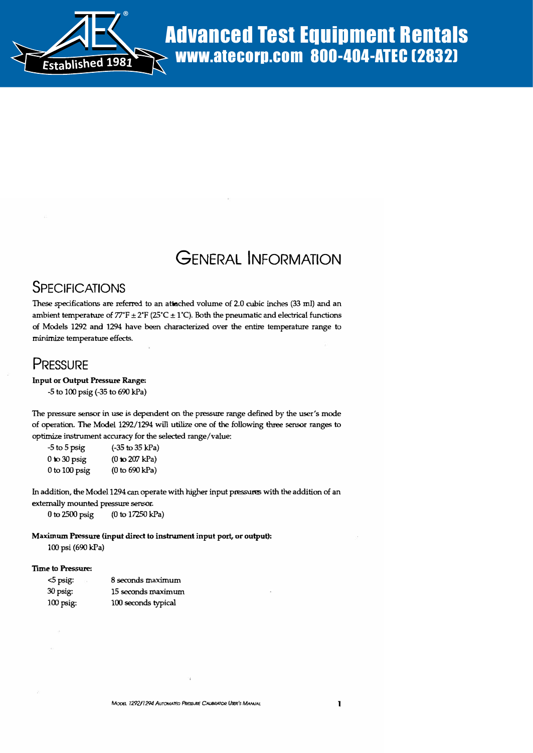# General Information

## Specifications

These specifications are referred to an attached volume of 2.0 cubic inches (33 ml) and an ambient temperature of 77°F ± 2°F (25°C ± 1°C). Both the pneumatic and electrical functions of Models 1292 and 1294 have been characterized over the entire temperature range to minimize temperature effects.

## Pressure

**Input or Output Pressure Range:**

-5 to 100 psig (-35 to 690 kPa)

The pressure sensor in use is dependent on the pressure range defined by the user's mode of operation. The Model 1292/1294 will utilize one of the following three sensors ranges to optimize instrument accuracy for the selected range/value:

| | |
|---|---|
| -5 to 5 psig | (-35 to 35 kPa) |
| 0 to 30 psig | (0 to 207 kPa) |
| 0 to 100 psig | (0 to 690 kPa) |

In addition, the Model 1294 can operate with higher input pressures with the addition of an externally mounted pressure sensor.

| | |
|---|---|
| 0 to 2500 psig | (0 to 17250 kPa) |

**Maximum Pressure (input direct to instrument input port, or output):**

100 psi (690 kPa)

**Time to Pressure:**

| | |
|---|---|
| <5 psig: | 8 seconds maximum |
| 30 psig: | 15 seconds maximum |
| 100 psig: | 100 seconds typical |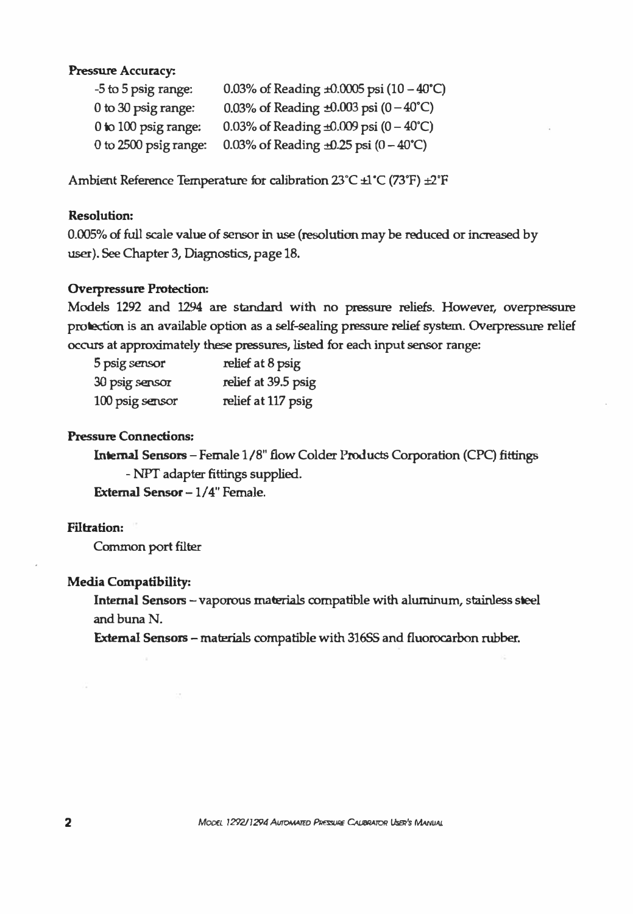**Pressure Accuracy:**

| | |
|---|---|
| -5 to 5 psig range: | 0.03% of Reading ±0.0005 psi (10 – 40°C) |
| 0 to 30 psig range: | 0.03% of Reading ±0.003 psi (0 – 40°C) |
| 0 to 100 psig range: | 0.03% of Reading ±0.009 psi (0 – 40°C) |
| 0 to 2500 psig range: | 0.03% of Reading ±0.25 psi (0 – 40°C) |

Ambient Reference Temperature for calibration 23°C ±1°C (73°F) ±2°F

**Resolution:**

0.005% of full scale value of sensor in use (resolution may be reduced or increased by user). See Chapter 3, Diagnostics, page 18.

**Overpressure Protection:**

Models 1292 and 1294 are standard with no pressure reliefs. However, overpressure protection is an available option as a self-sealing pressure relief system. Overpressure relief occurs at approximately these pressures, listed for each input sensor range:

| | |
|---|---|
| 5 psig sensor | relief at 8 psig |
| 30 psig sensor | relief at 39.5 psig |
| 100 psig sensor | relief at 117 psig |

**Pressure Connections:**

**Internal Sensors** – Female 1/8" flow Colder Products Corporation (CPC) fittings
- NPT adapter fittings supplied.

**External Sensor** – 1/4" Female.

**Filtration:**

Common port filter

**Media Compatibility:**

**Internal Sensors** – vaporous materials compatible with aluminum, stainless steel and buna N.

**External Sensors** – materials compatible with 316SS and fluorocarbon rubber.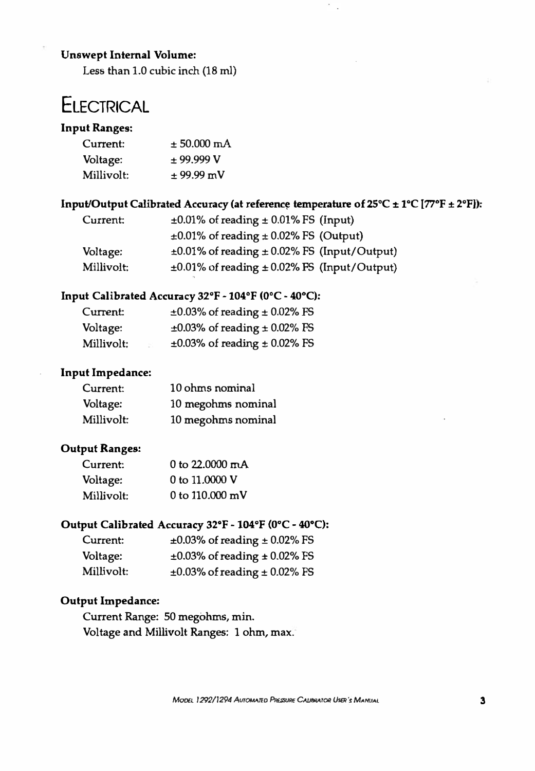### Unswept Internal Volume:

Less than 1.0 cubic inch (18 ml)

# ELECTRICAL

### Input Ranges:

| | |
|---|---|
| Current: | ± 50.000 mA |
| Voltage: | ± 99.999 V |
| Millivolt: | ± 99.99 mV |

### Input/Output Calibrated Accuracy (at reference temperature of 25°C ± 1°C [77°F ± 2°F]):

| | |
|---|---|
| Current: | ±0.01% of reading ± 0.01% FS (Input) |
| | ±0.01% of reading ± 0.02% FS (Output) |
| Voltage: | ±0.01% of reading ± 0.02% FS (Input/Output) |
| Millivolt: | ±0.01% of reading ± 0.02% FS (Input/Output) |

### Input Calibrated Accuracy 32°F - 104°F (0°C - 40°C):

| | |
|---|---|
| Current: | ±0.03% of reading ± 0.02% FS |
| Voltage: | ±0.03% of reading ± 0.02% FS |
| Millivolt: | ±0.03% of reading ± 0.02% FS |

### Input Impedance:

| | |
|---|---|
| Current: | 10 ohms nominal |
| Voltage: | 10 megohms nominal |
| Millivolt: | 10 megohms nominal |

### Output Ranges:

| | |
|---|---|
| Current: | 0 to 22.0000 mA |
| Voltage: | 0 to 11.0000 V |
| Millivolt: | 0 to 110.000 mV |

### Output Calibrated Accuracy 32°F - 104°F (0°C - 40°C):

| | |
|---|---|
| Current: | ±0.03% of reading ± 0.02% FS |
| Voltage: | ±0.03% of reading ± 0.02% FS |
| Millivolt: | ±0.03% of reading ± 0.02% FS |

### Output Impedance:

Current Range: 50 megohms, min.

Voltage and Millivolt Ranges: 1 ohm, max.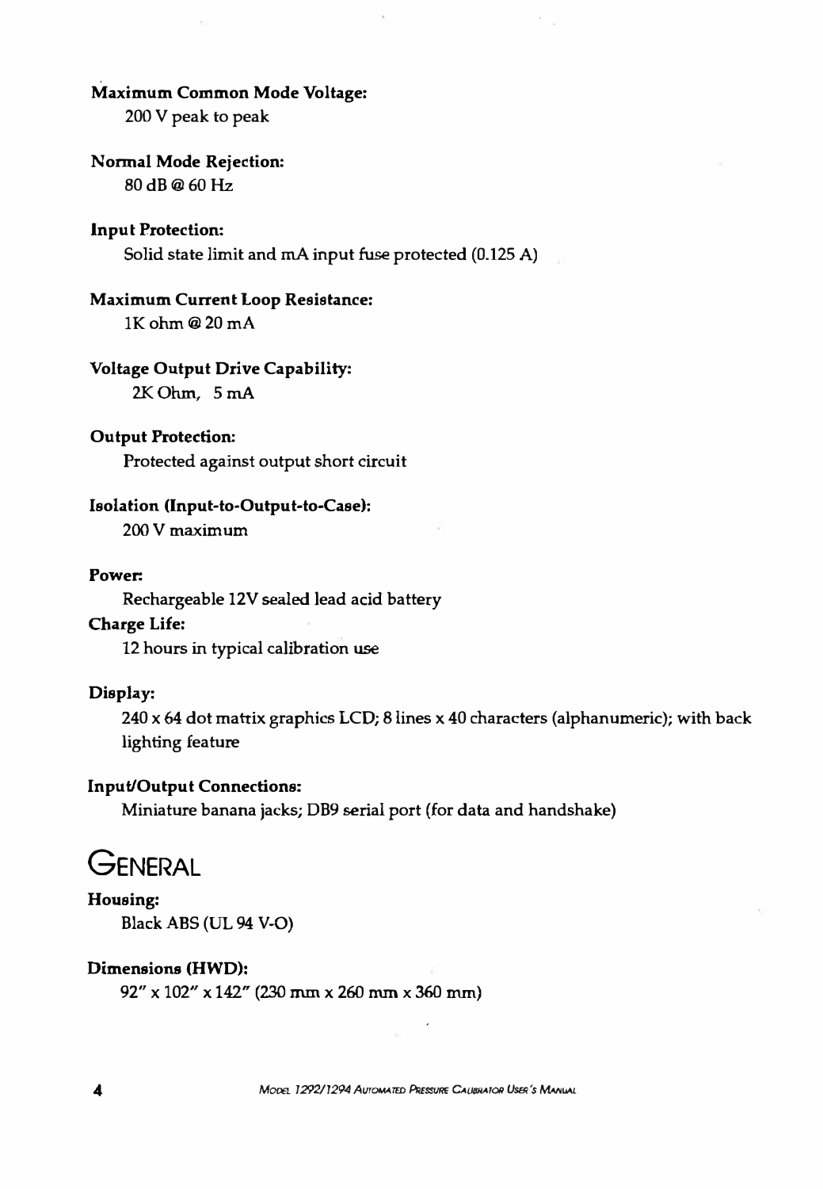**Maximum Common Mode Voltage:**
200 V peak to peak

**Normal Mode Rejection:**
80 dB @ 60 Hz

**Input Protection:**
Solid state limit and mA input fuse protected (0.125 A)

**Maximum Current Loop Resistance:**
1K ohm @ 20 mA

**Voltage Output Drive Capability:**
2K Ohm, 5 mA

**Output Protection:**
Protected against output short circuit

**Isolation (Input-to-Output-to-Case):**
200 V maximum

**Power:**
Rechargeable 12V sealed lead acid battery

**Charge Life:**
12 hours in typical calibration use

**Display:**
240 x 64 dot matrix graphics LCD; 8 lines x 40 characters (alphanumeric); with back lighting feature

**Input/Output Connections:**
Miniature banana jacks; DB9 serial port (for data and handshake)

## General

**Housing:**
Black ABS (UL 94 V-O)

**Dimensions (HWD):**
92" x 102" x 142" (230 mm x 260 mm x 360 mm)